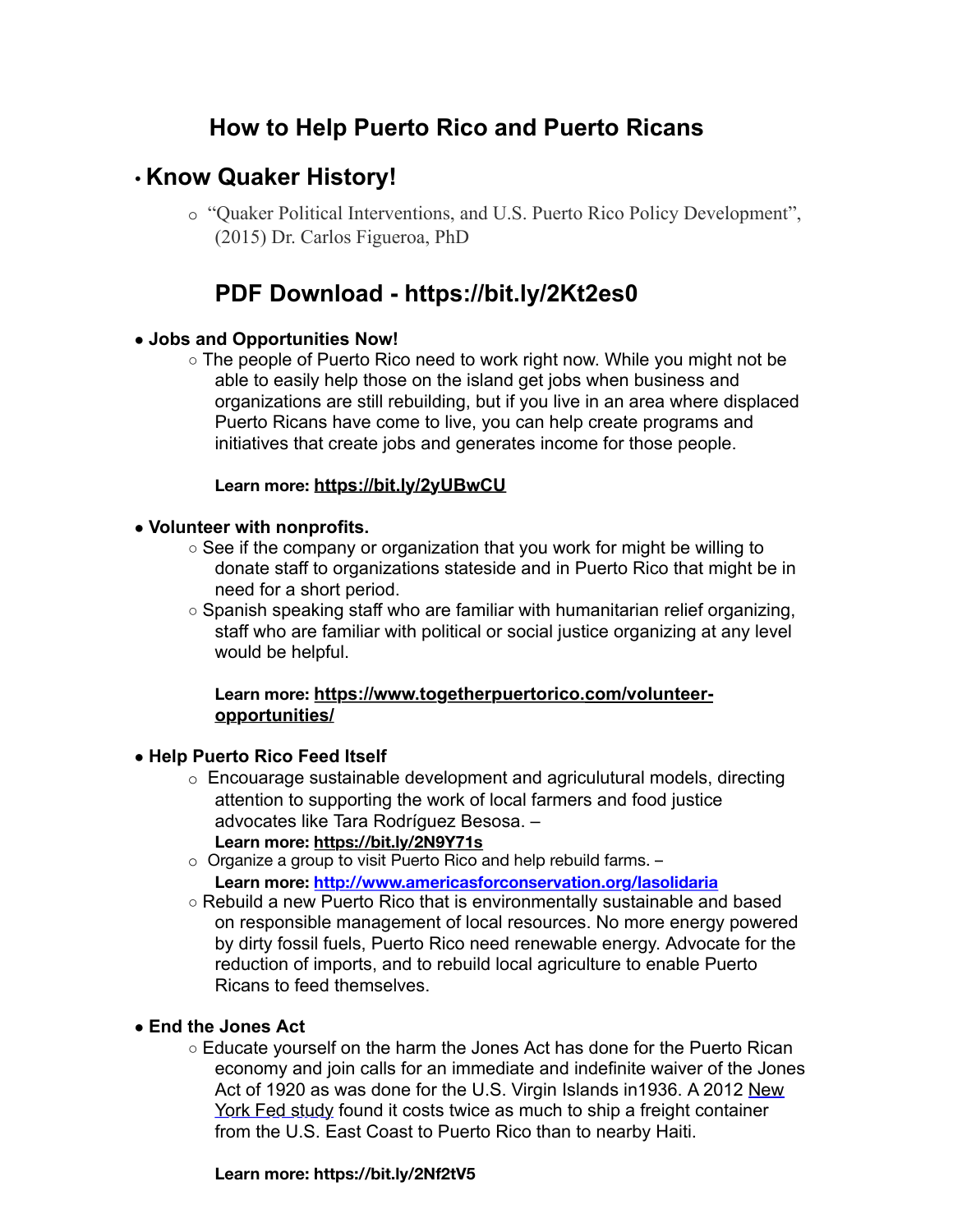# How to Help Puerto Rico and Puerto Ricans

## Know Quaker History!

- "Quaker Political Interventions, and U.S. Puerto Rico Policy Development", (2015) Dr. Carlos Figueroa, PhD

## PDF Download - https://bit.ly/2Kt2es0

- **Jobs and Opportunities Now!**
  - The people of Puerto Rico need to work right now. While you might not be able to easily help those on the island get jobs when business and organizations are still rebuilding, but if you live in an area where displaced Puerto Ricans have come to live, you can help create programs and initiatives that create jobs and generates income for those people.

    **Learn more: https://bit.ly/2yUBwCU**

- **Volunteer with nonprofits.**
  - See if the company or organization that you work for might be willing to donate staff to organizations stateside and in Puerto Rico that might be in need for a short period.
  - Spanish speaking staff who are familiar with humanitarian relief organizing, staff who are familiar with political or social justice organizing at any level would be helpful.

    **Learn more: https://www.togetherpuertorico.com/volunteer-opportunities/**

- **Help Puerto Rico Feed Itself**
  - Encouarage sustainable development and agriculutural models, directing attention to supporting the work of local farmers and food justice advocates like Tara Rodríguez Besosa. – **Learn more: https://bit.ly/2N9Y71s**
  - Organize a group to visit Puerto Rico and help rebuild farms. – **Learn more: http://www.americasforconservation.org/lasolidaria**
  - Rebuild a new Puerto Rico that is environmentally sustainable and based on responsible management of local resources. No more energy powered by dirty fossil fuels, Puerto Rico need renewable energy. Advocate for the reduction of imports, and to rebuild local agriculture to enable Puerto Ricans to feed themselves.

- **End the Jones Act**
  - Educate yourself on the harm the Jones Act has done for the Puerto Rican economy and join calls for an immediate and indefinite waiver of the Jones Act of 1920 as was done for the U.S. Virgin Islands in1936. A 2012 New York Fed study found it costs twice as much to ship a freight container from the U.S. East Coast to Puerto Rico than to nearby Haiti.

    **Learn more: https://bit.ly/2Nf2tV5**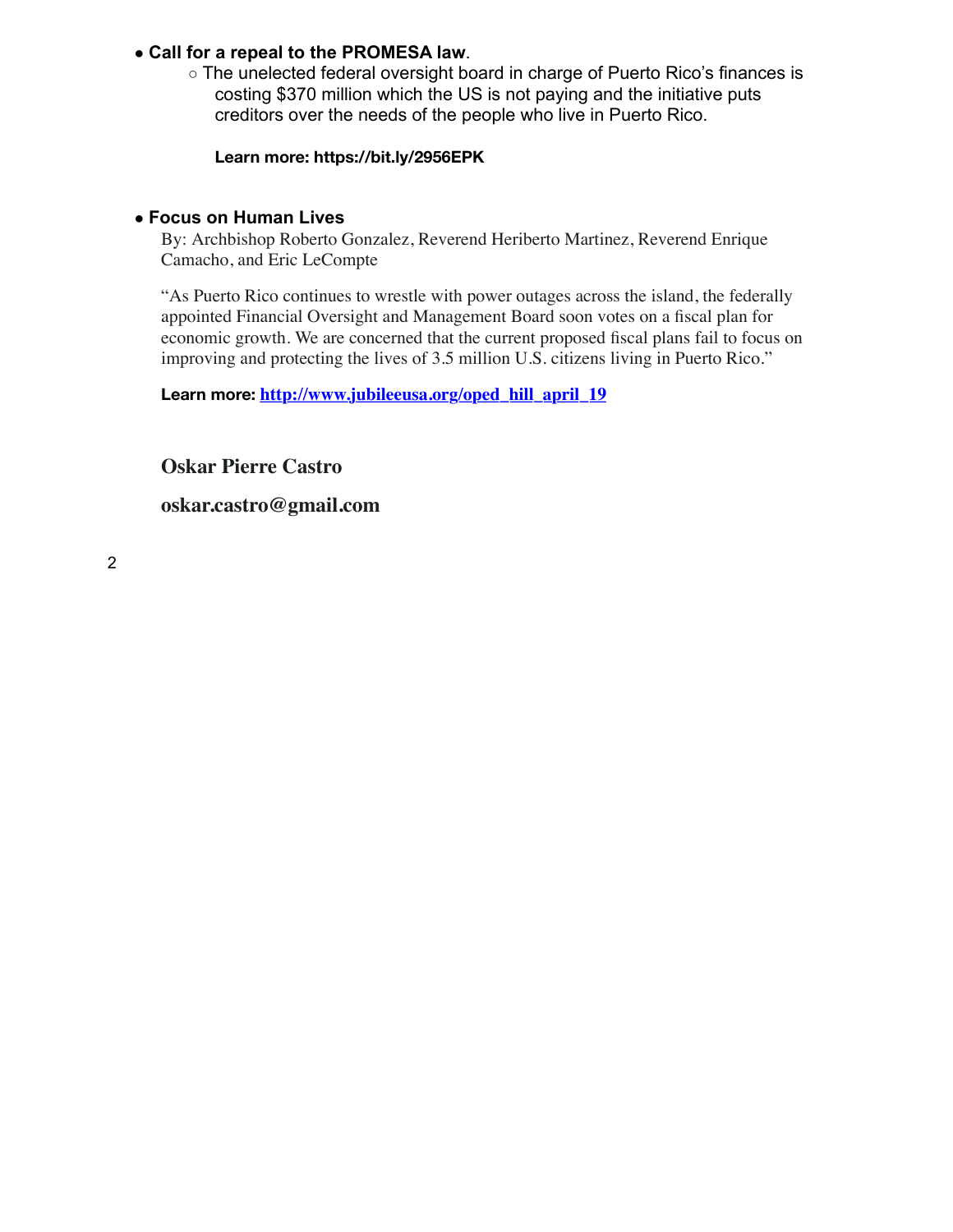- **Call for a repeal to the PROMESA law**.
  - The unelected federal oversight board in charge of Puerto Rico's finances is costing $370 million which the US is not paying and the initiative puts creditors over the needs of the people who live in Puerto Rico.

    **Learn more: https://bit.ly/2956EPK**

- **Focus on Human Lives**

  By: Archbishop Roberto Gonzalez, Reverend Heriberto Martinez, Reverend Enrique Camacho, and Eric LeCompte

  "As Puerto Rico continues to wrestle with power outages across the island, the federally appointed Financial Oversight and Management Board soon votes on a fiscal plan for economic growth. We are concerned that the current proposed fiscal plans fail to focus on improving and protecting the lives of 3.5 million U.S. citizens living in Puerto Rico."

  **Learn more: [http://www.jubileeusa.org/oped_hill_april_19](http://www.jubileeusa.org/oped_hill_april_19)**

**Oskar Pierre Castro**

**oskar.castro@gmail.com**